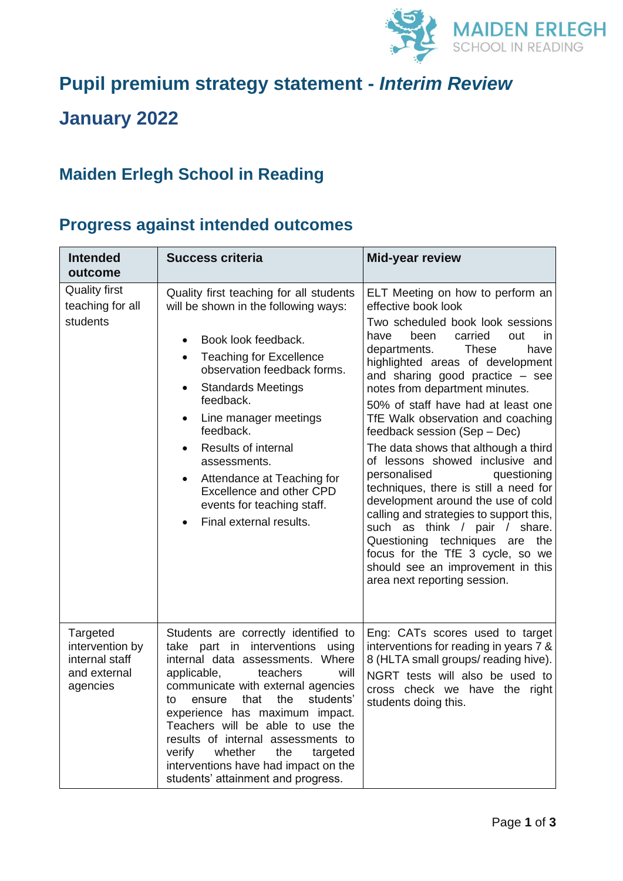# Pupil premium strategy statement - *Interim Review*

# January 2022

## Maiden Erlegh School in Reading

## Progress against intended outcomes

| Intended outcome | Success criteria | Mid-year review |
|---|---|---|
| Quality first teaching for all students | Quality first teaching for all students will be shown in the following ways:<br><br>• Book look feedback.<br>• Teaching for Excellence observation feedback forms.<br>• Standards Meetings feedback.<br>• Line manager meetings feedback.<br>• Results of internal assessments.<br>• Attendance at Teaching for Excellence and other CPD events for teaching staff.<br>• Final external results. | ELT Meeting on how to perform an effective book look<br><br>Two scheduled book look sessions have been carried out in departments. These have highlighted areas of development and sharing good practice – see notes from department minutes.<br><br>50% of staff have had at least one TfE Walk observation and coaching feedback session (Sep – Dec)<br><br>The data shows that although a third of lessons showed inclusive and personalised questioning techniques, there is still a need for development around the use of cold calling and strategies to support this, such as think / pair / share. Questioning techniques are the focus for the TfE 3 cycle, so we should see an improvement in this area next reporting session. |
| Targeted intervention by internal staff and external agencies | Students are correctly identified to take part in interventions using internal data assessments. Where applicable, teachers will communicate with external agencies to ensure that the students' experience has maximum impact. Teachers will be able to use the results of internal assessments to verify whether the targeted interventions have had impact on the students' attainment and progress. | Eng: CATs scores used to target interventions for reading in years 7 & 8 (HLTA small groups/ reading hive).<br><br>NGRT tests will also be used to cross check we have the right students doing this. |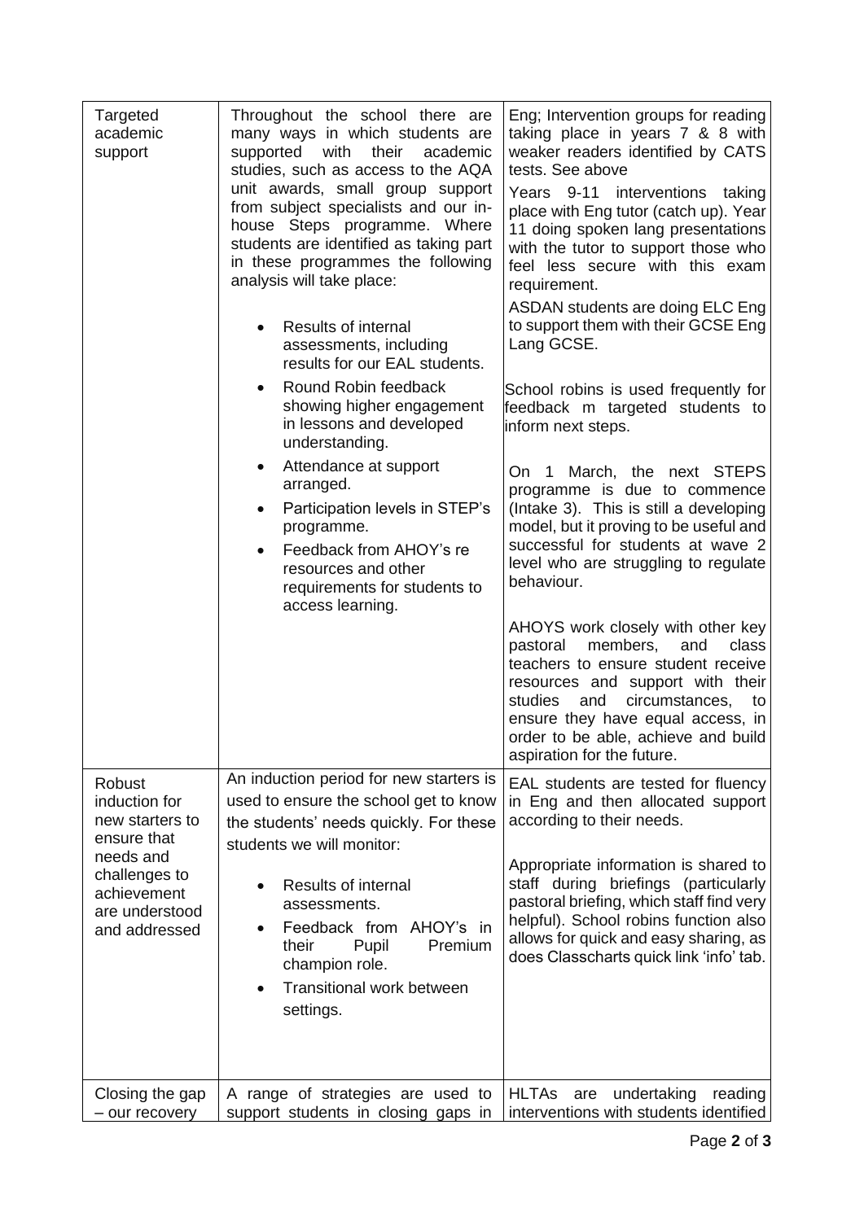| | | |
|---|---|---|
| Targeted academic support | Throughout the school there are many ways in which students are supported with their academic studies, such as access to the AQA unit awards, small group support from subject specialists and our in-house Steps programme. Where students are identified as taking part in these programmes the following analysis will take place:<br><br>• Results of internal assessments, including results for our EAL students.<br>• Round Robin feedback showing higher engagement in lessons and developed understanding.<br>• Attendance at support arranged.<br>• Participation levels in STEP's programme.<br>• Feedback from AHOY's re resources and other requirements for students to access learning. | Eng; Intervention groups for reading taking place in years 7 & 8 with weaker readers identified by CATS tests. See above<br><br>Years 9-11 interventions taking place with Eng tutor (catch up). Year 11 doing spoken lang presentations with the tutor to support those who feel less secure with this exam requirement.<br><br>ASDAN students are doing ELC Eng to support them with their GCSE Eng Lang GCSE.<br><br>School robins is used frequently for feedback m targeted students to inform next steps.<br><br>On 1 March, the next STEPS programme is due to commence (Intake 3). This is still a developing model, but it proving to be useful and successful for students at wave 2 level who are struggling to regulate behaviour.<br><br>AHOYS work closely with other key pastoral members, and class teachers to ensure student receive resources and support with their studies and circumstances, to ensure they have equal access, in order to be able, achieve and build aspiration for the future. |
| Robust induction for new starters to ensure that needs and challenges to achievement are understood and addressed | An induction period for new starters is used to ensure the school get to know the students' needs quickly. For these students we will monitor:<br><br>• Results of internal assessments.<br>• Feedback from AHOY's in their Pupil Premium champion role.<br>• Transitional work between settings. | EAL students are tested for fluency in Eng and then allocated support according to their needs.<br><br>Appropriate information is shared to staff during briefings (particularly pastoral briefing, which staff find very helpful). School robins function also allows for quick and easy sharing, as does Classcharts quick link 'info' tab. |
| Closing the gap – our recovery | A range of strategies are used to support students in closing gaps in | HLTAs are undertaking reading interventions with students identified |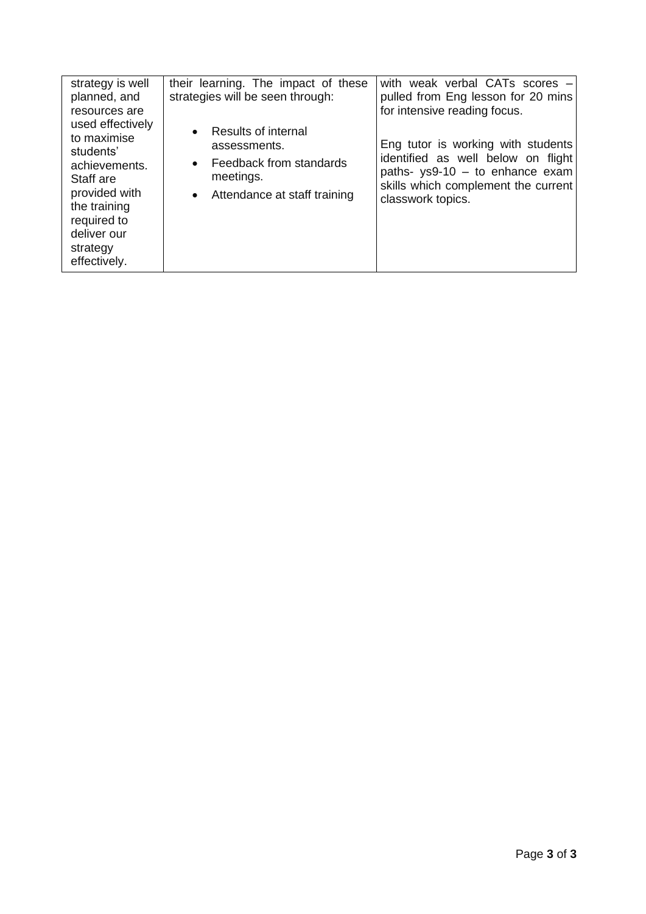| | | |
|---|---|---|
| strategy is well planned, and resources are used effectively to maximise students' achievements. Staff are provided with the training required to deliver our strategy effectively. | their learning. The impact of these strategies will be seen through:<br><br>• Results of internal assessments.<br>• Feedback from standards meetings.<br>• Attendance at staff training | with weak verbal CATs scores – pulled from Eng lesson for 20 mins for intensive reading focus.<br><br>Eng tutor is working with students identified as well below on flight paths- ys9-10 – to enhance exam skills which complement the current classwork topics. |